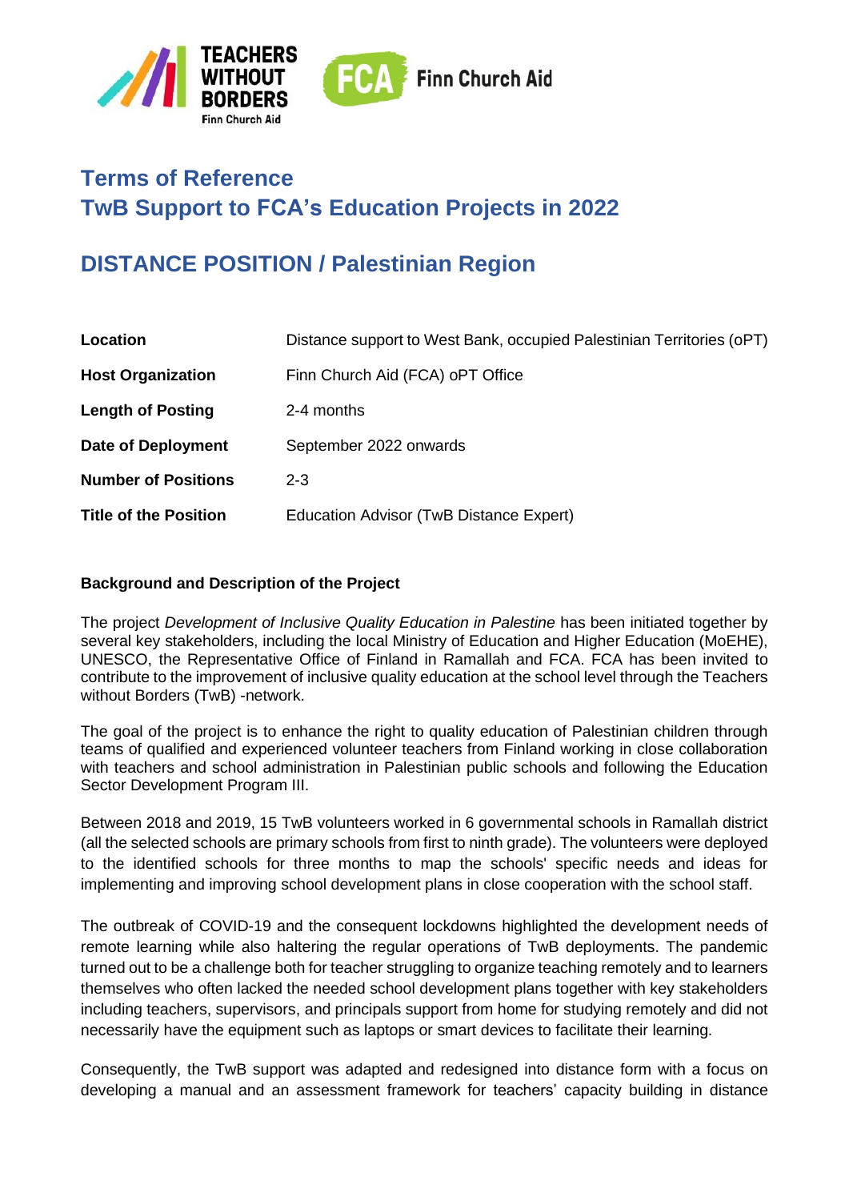# Terms of Reference

# TwB Support to FCA's Education Projects in 2022

## DISTANCE POSITION / Palestinian Region

| | |
|---|---|
| **Location** | Distance support to West Bank, occupied Palestinian Territories (oPT) |
| **Host Organization** | Finn Church Aid (FCA) oPT Office |
| **Length of Posting** | 2-4 months |
| **Date of Deployment** | September 2022 onwards |
| **Number of Positions** | 2-3 |
| **Title of the Position** | Education Advisor (TwB Distance Expert) |

**Background and Description of the Project**

The project *Development of Inclusive Quality Education in Palestine* has been initiated together by several key stakeholders, including the local Ministry of Education and Higher Education (MoEHE), UNESCO, the Representative Office of Finland in Ramallah and FCA. FCA has been invited to contribute to the improvement of inclusive quality education at the school level through the Teachers without Borders (TwB) -network.

The goal of the project is to enhance the right to quality education of Palestinian children through teams of qualified and experienced volunteer teachers from Finland working in close collaboration with teachers and school administration in Palestinian public schools and following the Education Sector Development Program III.

Between 2018 and 2019, 15 TwB volunteers worked in 6 governmental schools in Ramallah district (all the selected schools are primary schools from first to ninth grade). The volunteers were deployed to the identified schools for three months to map the schools' specific needs and ideas for implementing and improving school development plans in close cooperation with the school staff.

The outbreak of COVID-19 and the consequent lockdowns highlighted the development needs of remote learning while also haltering the regular operations of TwB deployments. The pandemic turned out to be a challenge both for teacher struggling to organize teaching remotely and to learners themselves who often lacked the needed school development plans together with key stakeholders including teachers, supervisors, and principals support from home for studying remotely and did not necessarily have the equipment such as laptops or smart devices to facilitate their learning.

Consequently, the TwB support was adapted and redesigned into distance form with a focus on developing a manual and an assessment framework for teachers' capacity building in distance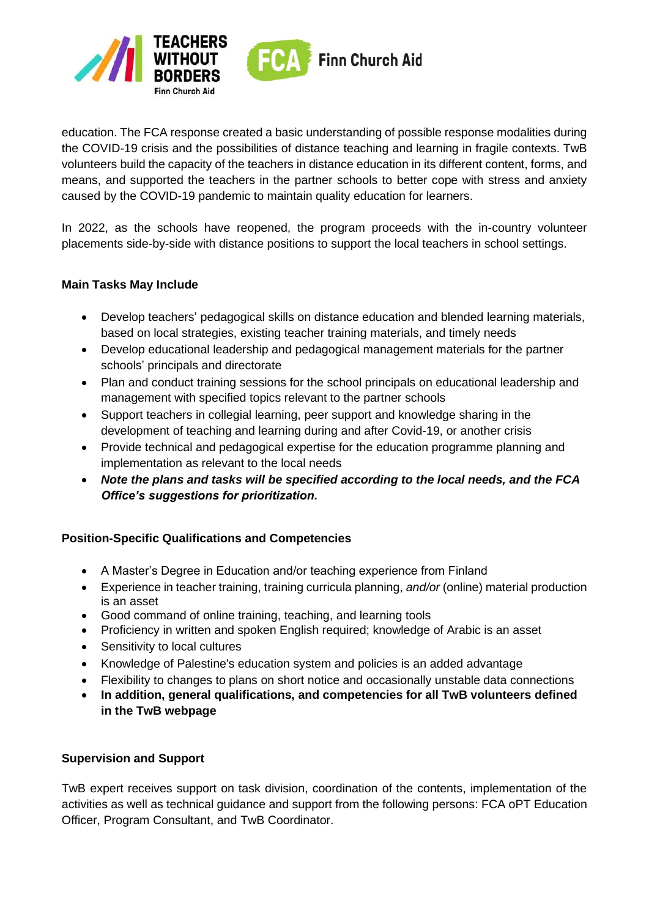education. The FCA response created a basic understanding of possible response modalities during the COVID-19 crisis and the possibilities of distance teaching and learning in fragile contexts. TwB volunteers build the capacity of the teachers in distance education in its different content, forms, and means, and supported the teachers in the partner schools to better cope with stress and anxiety caused by the COVID-19 pandemic to maintain quality education for learners.

In 2022, as the schools have reopened, the program proceeds with the in-country volunteer placements side-by-side with distance positions to support the local teachers in school settings.

**Main Tasks May Include**

- Develop teachers' pedagogical skills on distance education and blended learning materials, based on local strategies, existing teacher training materials, and timely needs
- Develop educational leadership and pedagogical management materials for the partner schools' principals and directorate
- Plan and conduct training sessions for the school principals on educational leadership and management with specified topics relevant to the partner schools
- Support teachers in collegial learning, peer support and knowledge sharing in the development of teaching and learning during and after Covid-19, or another crisis
- Provide technical and pedagogical expertise for the education programme planning and implementation as relevant to the local needs
- ***Note the plans and tasks will be specified according to the local needs, and the FCA Office's suggestions for prioritization.***

**Position-Specific Qualifications and Competencies**

- A Master's Degree in Education and/or teaching experience from Finland
- Experience in teacher training, training curricula planning, *and/or* (online) material production is an asset
- Good command of online training, teaching, and learning tools
- Proficiency in written and spoken English required; knowledge of Arabic is an asset
- Sensitivity to local cultures
- Knowledge of Palestine's education system and policies is an added advantage
- Flexibility to changes to plans on short notice and occasionally unstable data connections
- **In addition, general qualifications, and competencies for all TwB volunteers defined in the TwB webpage**

**Supervision and Support**

TwB expert receives support on task division, coordination of the contents, implementation of the activities as well as technical guidance and support from the following persons: FCA oPT Education Officer, Program Consultant, and TwB Coordinator.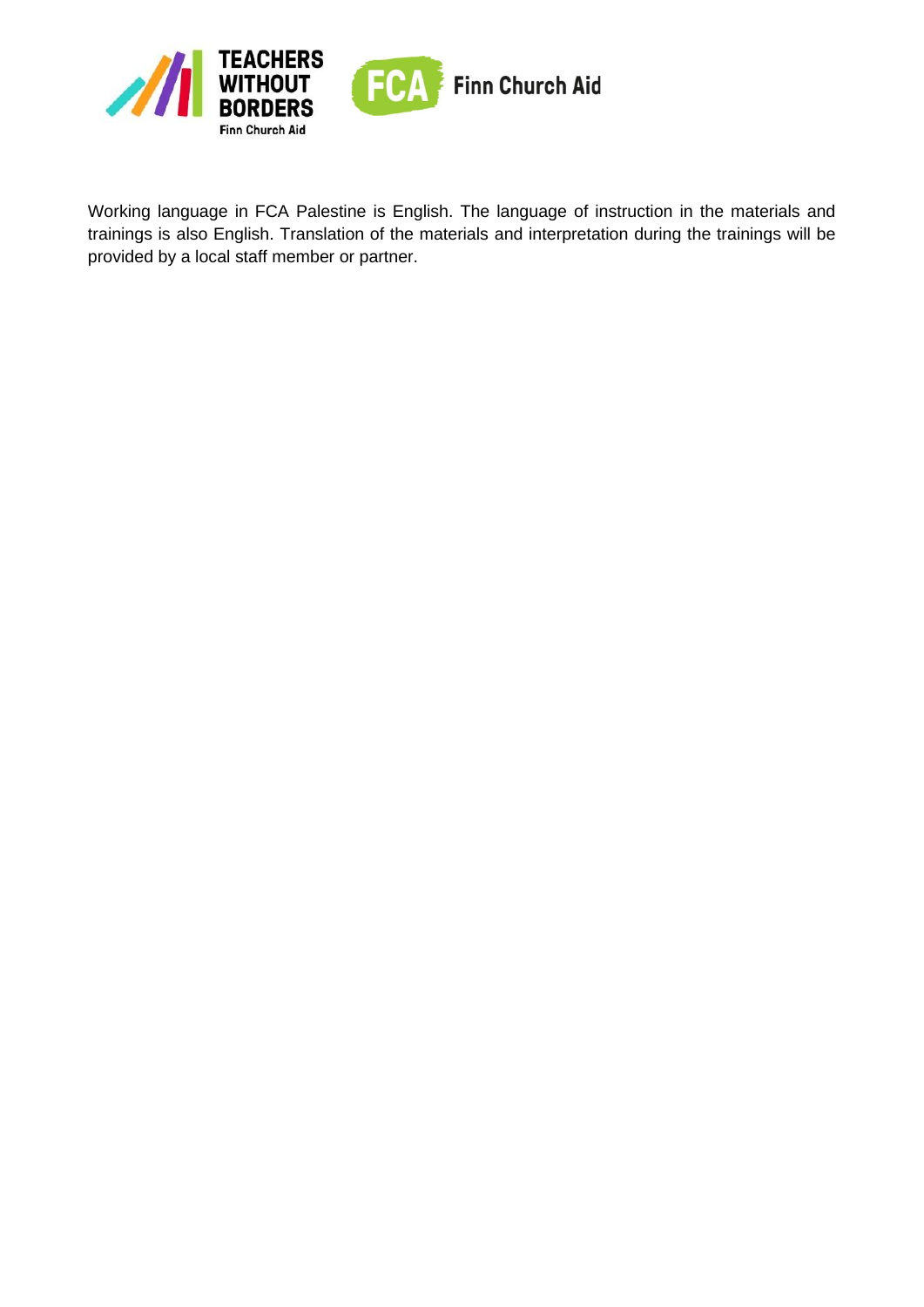Working language in FCA Palestine is English. The language of instruction in the materials and trainings is also English. Translation of the materials and interpretation during the trainings will be provided by a local staff member or partner.